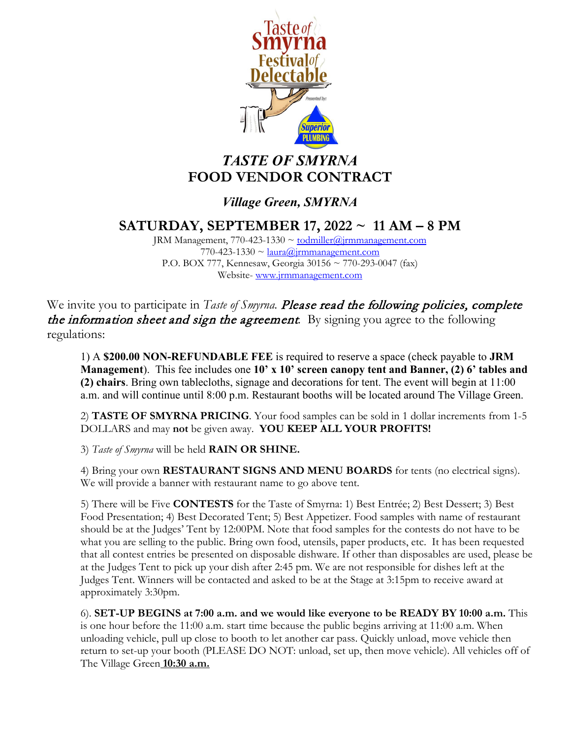Taste of Smyrna Festival of Delectable

Presented by: Superior Plumbing

# *TASTE OF SMYRNA*
# FOOD VENDOR CONTRACT

## *Village Green, SMYRNA*

## SATURDAY, SEPTEMBER 17, 2022 ~ 11 AM – 8 PM

JRM Management, 770-423-1330 ~ todmiller@jrmmanagement.com
770-423-1330 ~ laura@jrmmanagement.com
P.O. BOX 777, Kennesaw, Georgia 30156 ~ 770-293-0047 (fax)
Website- www.jrmmanagement.com

We invite you to participate in *Taste of Smyrna*. ***Please read the following policies, complete the information sheet and sign the agreement***. By signing you agree to the following regulations:

1) A **$200.00 NON-REFUNDABLE FEE** is required to reserve a space (check payable to **JRM Management**). This fee includes one **10' x 10' screen canopy tent and Banner, (2) 6' tables and (2) chairs**. Bring own tablecloths, signage and decorations for tent. The event will begin at 11:00 a.m. and will continue until 8:00 p.m. Restaurant booths will be located around The Village Green.

2) **TASTE OF SMYRNA PRICING**. Your food samples can be sold in 1 dollar increments from 1-5 DOLLARS and may **not** be given away. **YOU KEEP ALL YOUR PROFITS!**

3) *Taste of Smyrna* will be held **RAIN OR SHINE.**

4) Bring your own **RESTAURANT SIGNS AND MENU BOARDS** for tents (no electrical signs). We will provide a banner with restaurant name to go above tent.

5) There will be Five **CONTESTS** for the Taste of Smyrna: 1) Best Entrée; 2) Best Dessert; 3) Best Food Presentation; 4) Best Decorated Tent; 5) Best Appetizer. Food samples with name of restaurant should be at the Judges' Tent by 12:00PM. Note that food samples for the contests do not have to be what you are selling to the public. Bring own food, utensils, paper products, etc. It has been requested that all contest entries be presented on disposable dishware. If other than disposables are used, please be at the Judges Tent to pick up your dish after 2:45 pm. We are not responsible for dishes left at the Judges Tent. Winners will be contacted and asked to be at the Stage at 3:15pm to receive award at approximately 3:30pm.

6). **SET-UP BEGINS at 7:00 a.m. and we would like everyone to be READY BY 10:00 a.m.** This is one hour before the 11:00 a.m. start time because the public begins arriving at 11:00 a.m. When unloading vehicle, pull up close to booth to let another car pass. Quickly unload, move vehicle then return to set-up your booth (PLEASE DO NOT: unload, set up, then move vehicle). All vehicles off of The Village Green **10:30 a.m.**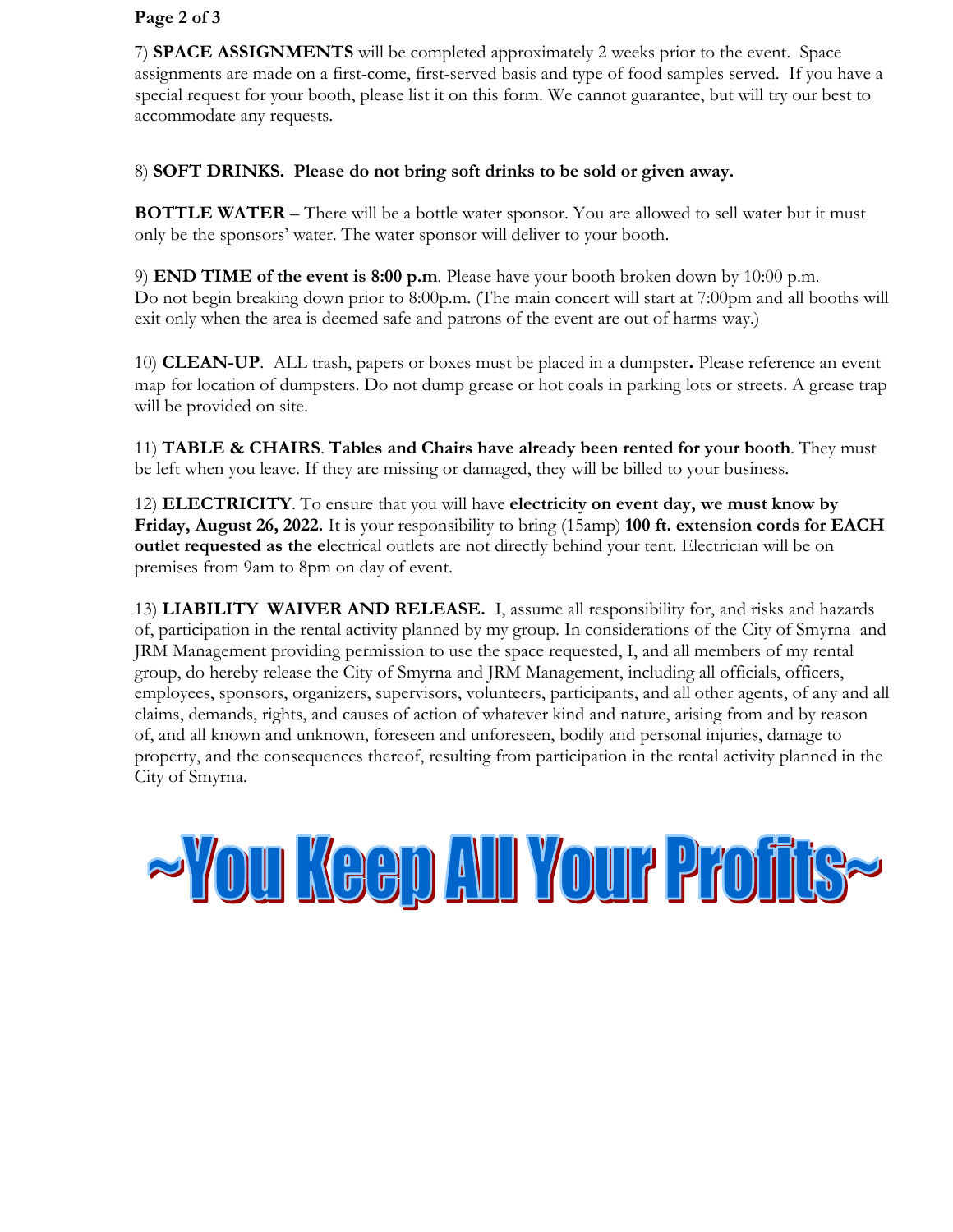7) **SPACE ASSIGNMENTS** will be completed approximately 2 weeks prior to the event. Space assignments are made on a first-come, first-served basis and type of food samples served. If you have a special request for your booth, please list it on this form. We cannot guarantee, but will try our best to accommodate any requests.

8) **SOFT DRINKS. Please do not bring soft drinks to be sold or given away.**

**BOTTLE WATER** – There will be a bottle water sponsor. You are allowed to sell water but it must only be the sponsors' water. The water sponsor will deliver to your booth.

9) **END TIME of the event is 8:00 p.m**. Please have your booth broken down by 10:00 p.m. Do not begin breaking down prior to 8:00p.m. (The main concert will start at 7:00pm and all booths will exit only when the area is deemed safe and patrons of the event are out of harms way.)

10) **CLEAN-UP**. ALL trash, papers or boxes must be placed in a dumpster**.** Please reference an event map for location of dumpsters. Do not dump grease or hot coals in parking lots or streets. A grease trap will be provided on site.

11) **TABLE & CHAIRS**. **Tables and Chairs have already been rented for your booth**. They must be left when you leave. If they are missing or damaged, they will be billed to your business.

12) **ELECTRICITY**. To ensure that you will have **electricity on event day, we must know by Friday, August 26, 2022.** It is your responsibility to bring (15amp) **100 ft. extension cords for EACH outlet requested as the e**lectrical outlets are not directly behind your tent. Electrician will be on premises from 9am to 8pm on day of event.

13) **LIABILITY WAIVER AND RELEASE.** I, assume all responsibility for, and risks and hazards of, participation in the rental activity planned by my group. In considerations of the City of Smyrna and JRM Management providing permission to use the space requested, I, and all members of my rental group, do hereby release the City of Smyrna and JRM Management, including all officials, officers, employees, sponsors, organizers, supervisors, volunteers, participants, and all other agents, of any and all claims, demands, rights, and causes of action of whatever kind and nature, arising from and by reason of, and all known and unknown, foreseen and unforeseen, bodily and personal injuries, damage to property, and the consequences thereof, resulting from participation in the rental activity planned in the City of Smyrna.

**~You Keep All Your Profits~**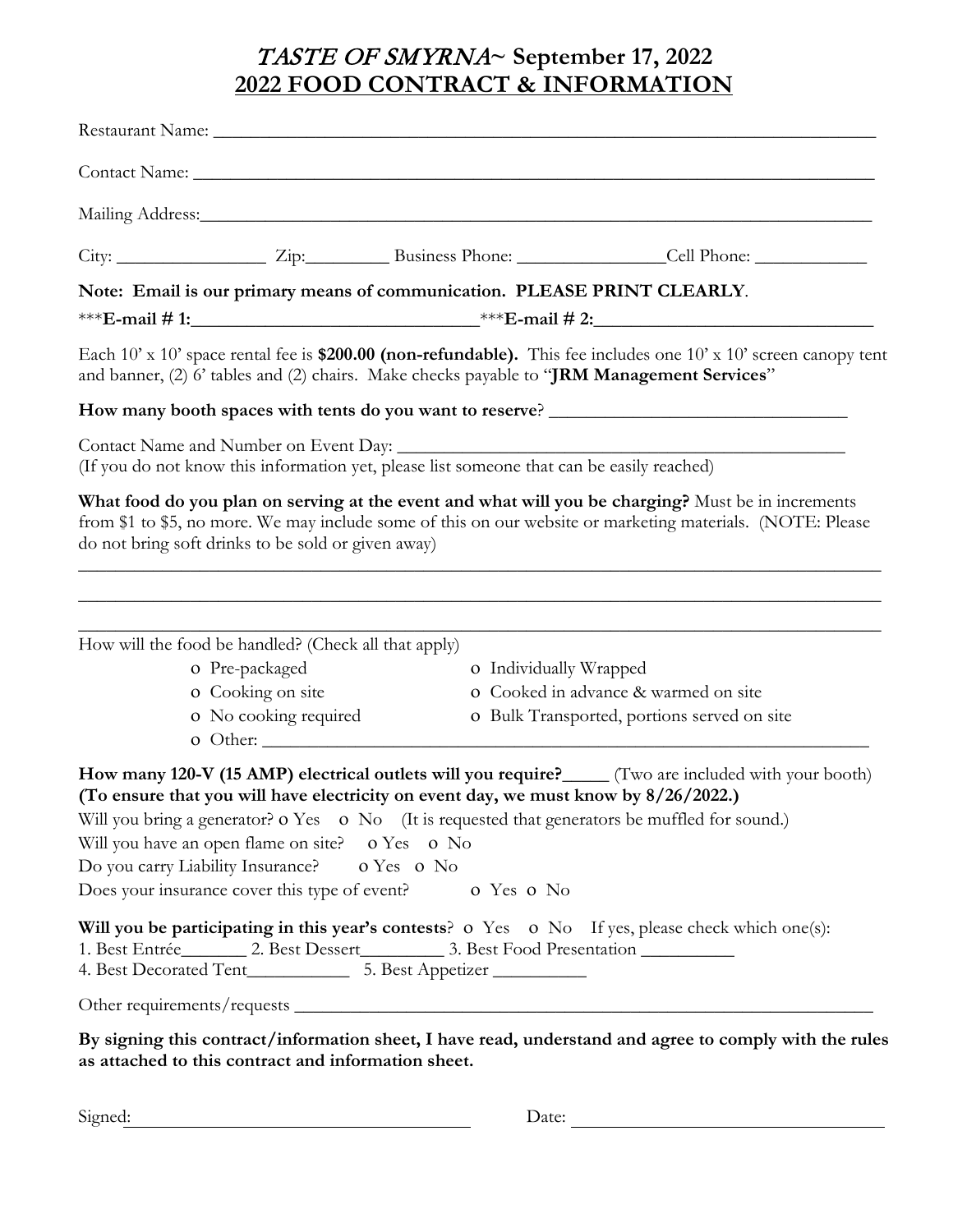# *TASTE OF SMYRNA*~ September 17, 2022
# 2022 FOOD CONTRACT & INFORMATION

Restaurant Name: ___________________________________________________________________

Contact Name: _____________________________________________________________________

Mailing Address:____________________________________________________________________

City: ________________ Zip:_________ Business Phone: ________________Cell Phone: ____________

**Note: Email is our primary means of communication. PLEASE PRINT CLEARLY**.

***E-mail # 1:**_______________________________***E-mail # 2:**______________________________

Each 10' x 10' space rental fee is **$200.00 (non-refundable).** This fee includes one 10' x 10' screen canopy tent and banner, (2) 6' tables and (2) chairs. Make checks payable to "**JRM Management Services**"

**How many booth spaces with tents do you want to reserve**? _______________________________

Contact Name and Number on Event Day: _______________________________________________
(If you do not know this information yet, please list someone that can be easily reached)

**What food do you plan on serving at the event and what will you be charging?** Must be in increments from $1 to $5, no more. We may include some of this on our website or marketing materials. (NOTE: Please do not bring soft drinks to be sold or given away)

_____________________________________________________________________________________

_____________________________________________________________________________________

_____________________________________________________________________________________

How will the food be handled? (Check all that apply)

- o Pre-packaged
- o Individually Wrapped
- o Cooking on site
- o Cooked in advance & warmed on site
- o No cooking required
- o Bulk Transported, portions served on site
- o Other: ____________________________________________________________

**How many 120-V (15 AMP) electrical outlets will you require?**_____ (Two are included with your booth)
**(To ensure that you will have electricity on event day, we must know by 8/26/2022.)**

Will you bring a generator? o Yes o No (It is requested that generators be muffled for sound.)

Will you have an open flame on site? o Yes o No

Do you carry Liability Insurance? o Yes o No

Does your insurance cover this type of event? o Yes o No

**Will you be participating in this year's contests**? o Yes o No If yes, please check which one(s):

1. Best Entrée_______ 2. Best Dessert_________ 3. Best Food Presentation __________
4. Best Decorated Tent___________ 5. Best Appetizer __________

Other requirements/requests ________________________________________________________________

**By signing this contract/information sheet, I have read, understand and agree to comply with the rules as attached to this contract and information sheet.**

Signed:_____________________________________ Date: ___________________________________